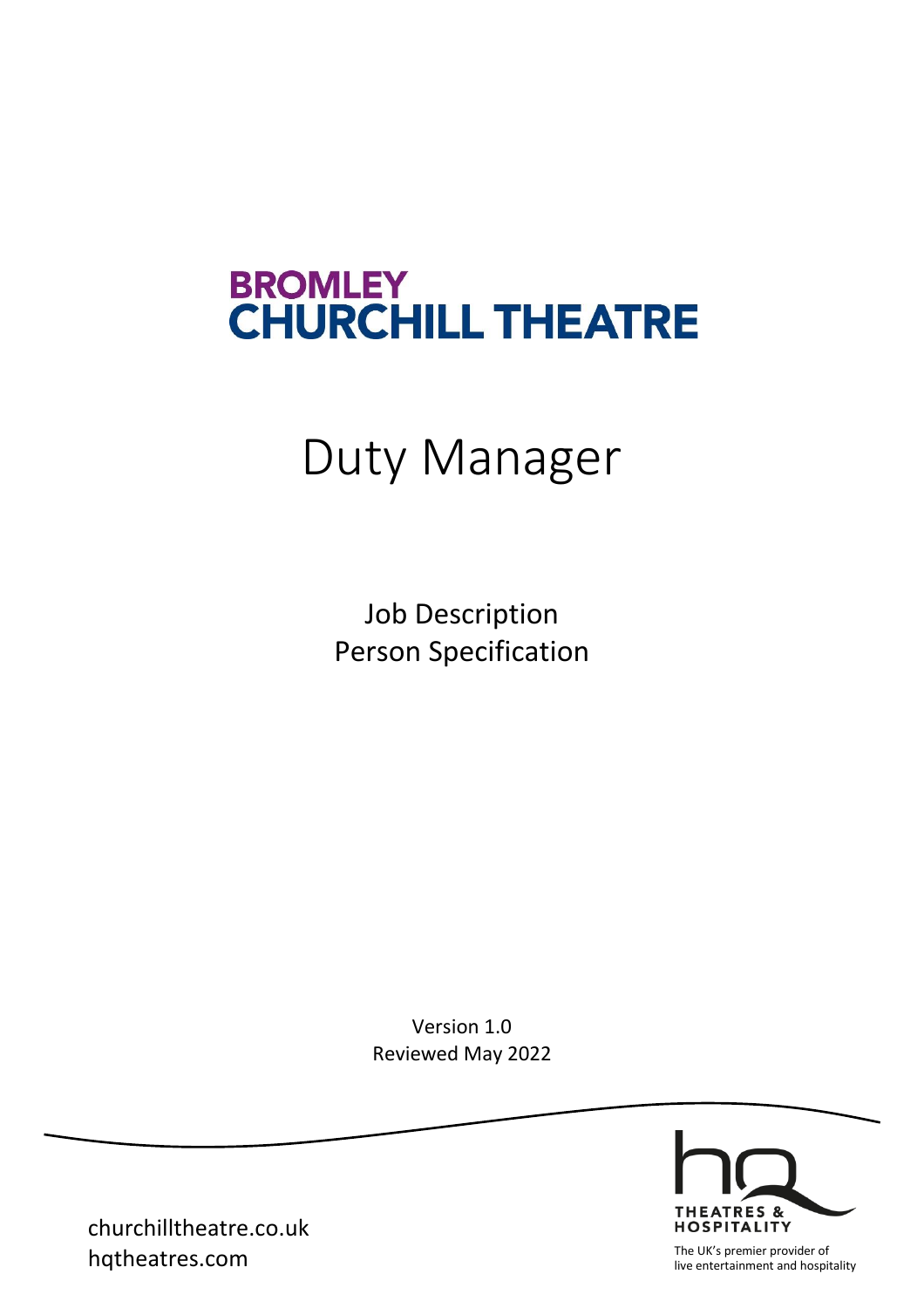BROMLEY
CHURCHILL THEATRE

# Duty Manager

Job Description
Person Specification

Version 1.0
Reviewed May 2022

churchilltheatre.co.uk
hqtheatres.com

THEATRES & HOSPITALITY
The UK's premier provider of live entertainment and hospitality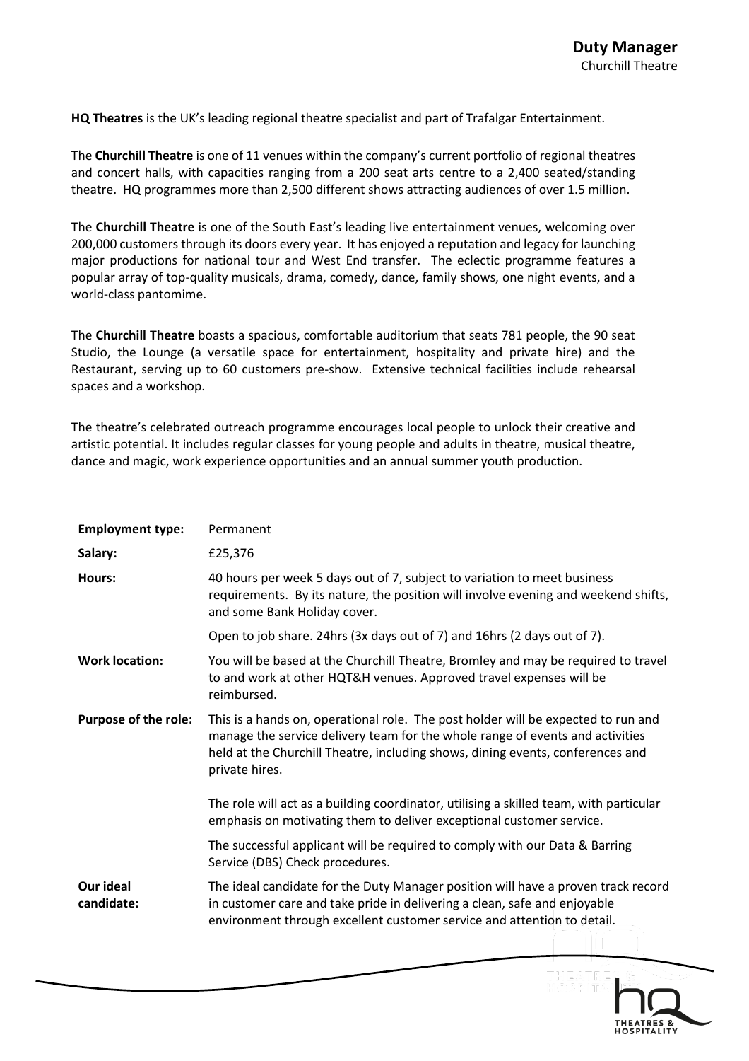**HQ Theatres** is the UK's leading regional theatre specialist and part of Trafalgar Entertainment.

The **Churchill Theatre** is one of 11 venues within the company's current portfolio of regional theatres and concert halls, with capacities ranging from a 200 seat arts centre to a 2,400 seated/standing theatre. HQ programmes more than 2,500 different shows attracting audiences of over 1.5 million.

The **Churchill Theatre** is one of the South East's leading live entertainment venues, welcoming over 200,000 customers through its doors every year. It has enjoyed a reputation and legacy for launching major productions for national tour and West End transfer. The eclectic programme features a popular array of top-quality musicals, drama, comedy, dance, family shows, one night events, and a world-class pantomime.

The **Churchill Theatre** boasts a spacious, comfortable auditorium that seats 781 people, the 90 seat Studio, the Lounge (a versatile space for entertainment, hospitality and private hire) and the Restaurant, serving up to 60 customers pre-show. Extensive technical facilities include rehearsal spaces and a workshop.

The theatre's celebrated outreach programme encourages local people to unlock their creative and artistic potential. It includes regular classes for young people and adults in theatre, musical theatre, dance and magic, work experience opportunities and an annual summer youth production.

| | |
|---|---|
| **Employment type:** | Permanent |
| **Salary:** | £25,376 |
| **Hours:** | 40 hours per week 5 days out of 7, subject to variation to meet business requirements. By its nature, the position will involve evening and weekend shifts, and some Bank Holiday cover.<br><br>Open to job share. 24hrs (3x days out of 7) and 16hrs (2 days out of 7). |
| **Work location:** | You will be based at the Churchill Theatre, Bromley and may be required to travel to and work at other HQT&H venues. Approved travel expenses will be reimbursed. |
| **Purpose of the role:** | This is a hands on, operational role. The post holder will be expected to run and manage the service delivery team for the whole range of events and activities held at the Churchill Theatre, including shows, dining events, conferences and private hires.<br><br>The role will act as a building coordinator, utilising a skilled team, with particular emphasis on motivating them to deliver exceptional customer service.<br><br>The successful applicant will be required to comply with our Data & Barring Service (DBS) Check procedures. |
| **Our ideal candidate:** | The ideal candidate for the Duty Manager position will have a proven track record in customer care and take pride in delivering a clean, safe and enjoyable environment through excellent customer service and attention to detail. |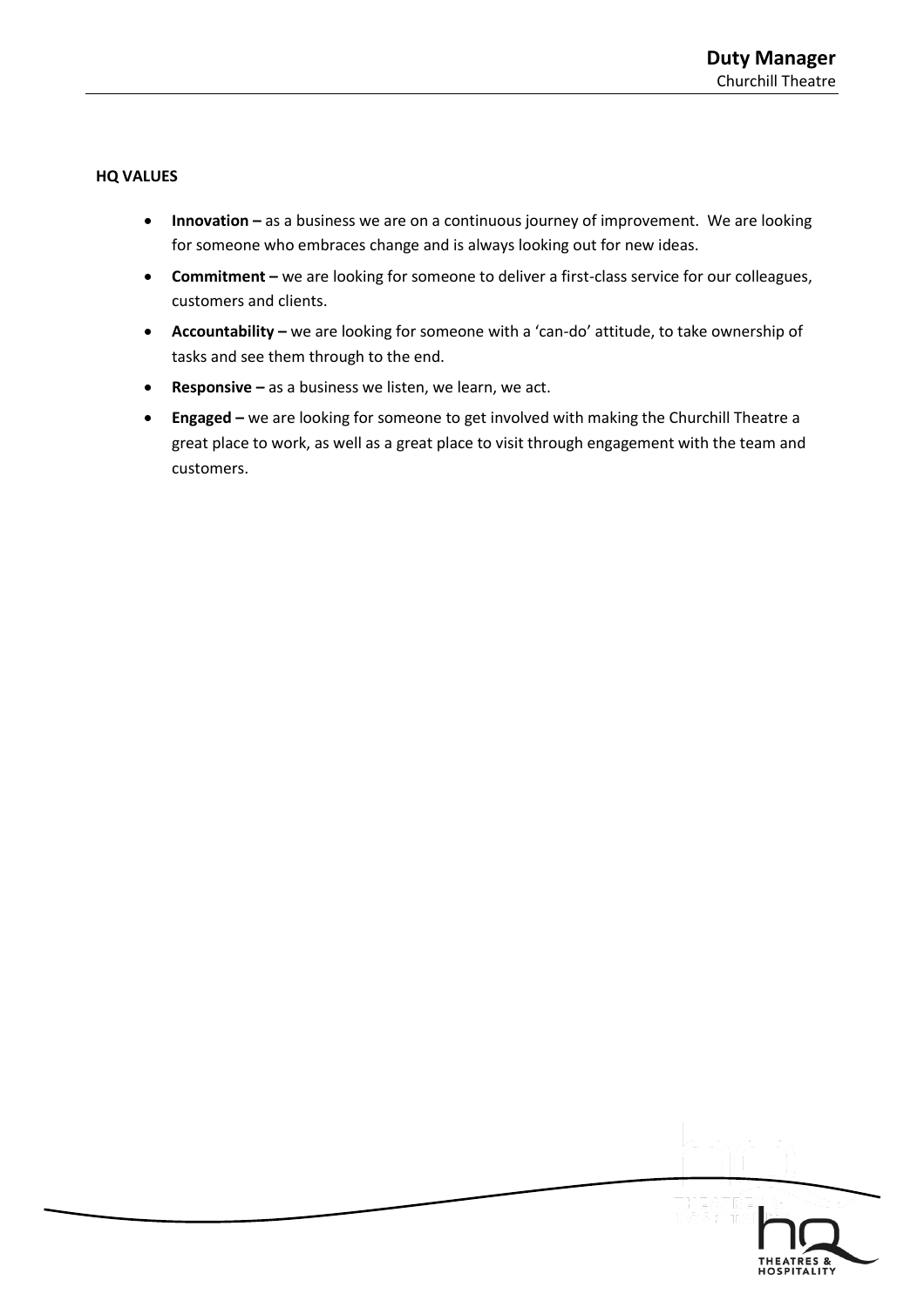**HQ VALUES**

- **Innovation –** as a business we are on a continuous journey of improvement. We are looking for someone who embraces change and is always looking out for new ideas.
- **Commitment –** we are looking for someone to deliver a first-class service for our colleagues, customers and clients.
- **Accountability –** we are looking for someone with a 'can-do' attitude, to take ownership of tasks and see them through to the end.
- **Responsive –** as a business we listen, we learn, we act.
- **Engaged –** we are looking for someone to get involved with making the Churchill Theatre a great place to work, as well as a great place to visit through engagement with the team and customers.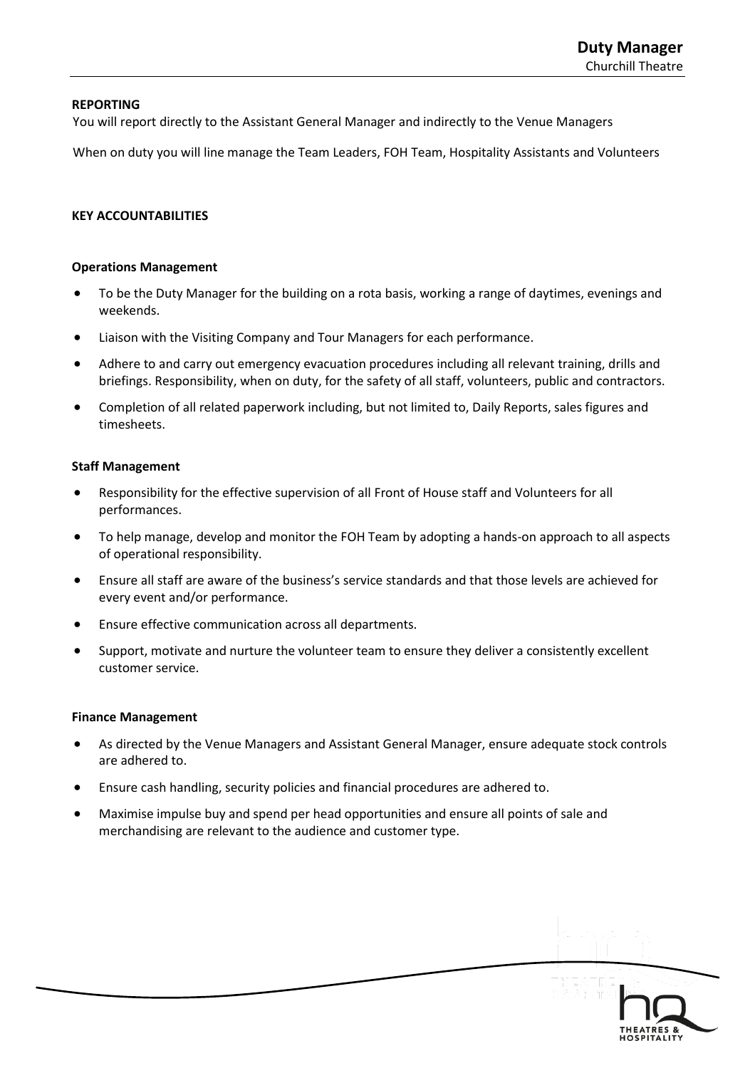**REPORTING**

You will report directly to the Assistant General Manager and indirectly to the Venue Managers

When on duty you will line manage the Team Leaders, FOH Team, Hospitality Assistants and Volunteers

**KEY ACCOUNTABILITIES**

**Operations Management**

- To be the Duty Manager for the building on a rota basis, working a range of daytimes, evenings and weekends.
- Liaison with the Visiting Company and Tour Managers for each performance.
- Adhere to and carry out emergency evacuation procedures including all relevant training, drills and briefings. Responsibility, when on duty, for the safety of all staff, volunteers, public and contractors.
- Completion of all related paperwork including, but not limited to, Daily Reports, sales figures and timesheets.

**Staff Management**

- Responsibility for the effective supervision of all Front of House staff and Volunteers for all performances.
- To help manage, develop and monitor the FOH Team by adopting a hands-on approach to all aspects of operational responsibility.
- Ensure all staff are aware of the business's service standards and that those levels are achieved for every event and/or performance.
- Ensure effective communication across all departments.
- Support, motivate and nurture the volunteer team to ensure they deliver a consistently excellent customer service.

**Finance Management**

- As directed by the Venue Managers and Assistant General Manager, ensure adequate stock controls are adhered to.
- Ensure cash handling, security policies and financial procedures are adhered to.
- Maximise impulse buy and spend per head opportunities and ensure all points of sale and merchandising are relevant to the audience and customer type.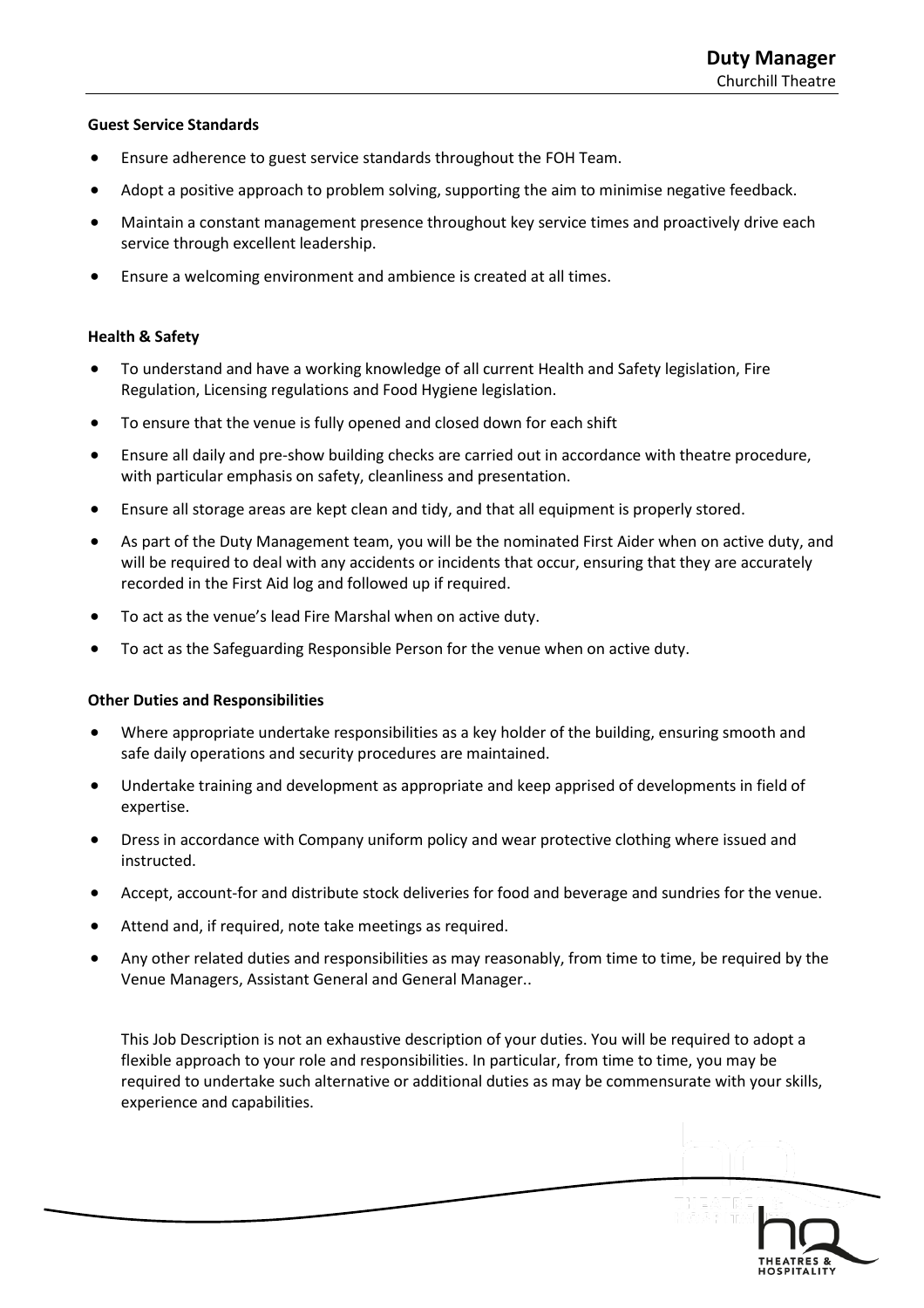**Guest Service Standards**

- Ensure adherence to guest service standards throughout the FOH Team.
- Adopt a positive approach to problem solving, supporting the aim to minimise negative feedback.
- Maintain a constant management presence throughout key service times and proactively drive each service through excellent leadership.
- Ensure a welcoming environment and ambience is created at all times.

**Health & Safety**

- To understand and have a working knowledge of all current Health and Safety legislation, Fire Regulation, Licensing regulations and Food Hygiene legislation.
- To ensure that the venue is fully opened and closed down for each shift
- Ensure all daily and pre-show building checks are carried out in accordance with theatre procedure, with particular emphasis on safety, cleanliness and presentation.
- Ensure all storage areas are kept clean and tidy, and that all equipment is properly stored.
- As part of the Duty Management team, you will be the nominated First Aider when on active duty, and will be required to deal with any accidents or incidents that occur, ensuring that they are accurately recorded in the First Aid log and followed up if required.
- To act as the venue's lead Fire Marshal when on active duty.
- To act as the Safeguarding Responsible Person for the venue when on active duty.

**Other Duties and Responsibilities**

- Where appropriate undertake responsibilities as a key holder of the building, ensuring smooth and safe daily operations and security procedures are maintained.
- Undertake training and development as appropriate and keep apprised of developments in field of expertise.
- Dress in accordance with Company uniform policy and wear protective clothing where issued and instructed.
- Accept, account-for and distribute stock deliveries for food and beverage and sundries for the venue.
- Attend and, if required, note take meetings as required.
- Any other related duties and responsibilities as may reasonably, from time to time, be required by the Venue Managers, Assistant General and General Manager..

This Job Description is not an exhaustive description of your duties. You will be required to adopt a flexible approach to your role and responsibilities. In particular, from time to time, you may be required to undertake such alternative or additional duties as may be commensurate with your skills, experience and capabilities.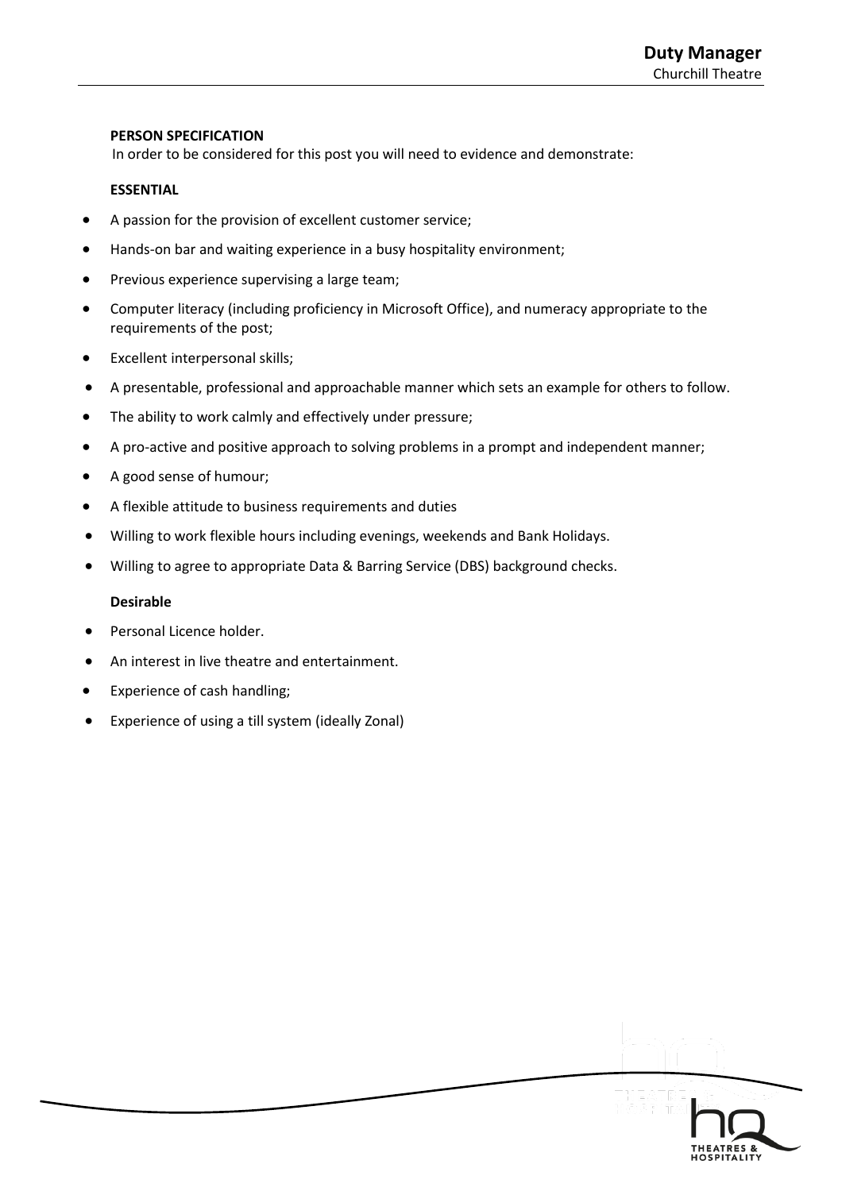**PERSON SPECIFICATION**

In order to be considered for this post you will need to evidence and demonstrate:

**ESSENTIAL**

- A passion for the provision of excellent customer service;
- Hands-on bar and waiting experience in a busy hospitality environment;
- Previous experience supervising a large team;
- Computer literacy (including proficiency in Microsoft Office), and numeracy appropriate to the requirements of the post;
- Excellent interpersonal skills;
- A presentable, professional and approachable manner which sets an example for others to follow.
- The ability to work calmly and effectively under pressure;
- A pro-active and positive approach to solving problems in a prompt and independent manner;
- A good sense of humour;
- A flexible attitude to business requirements and duties
- Willing to work flexible hours including evenings, weekends and Bank Holidays.
- Willing to agree to appropriate Data & Barring Service (DBS) background checks.

**Desirable**

- Personal Licence holder.
- An interest in live theatre and entertainment.
- Experience of cash handling;
- Experience of using a till system (ideally Zonal)